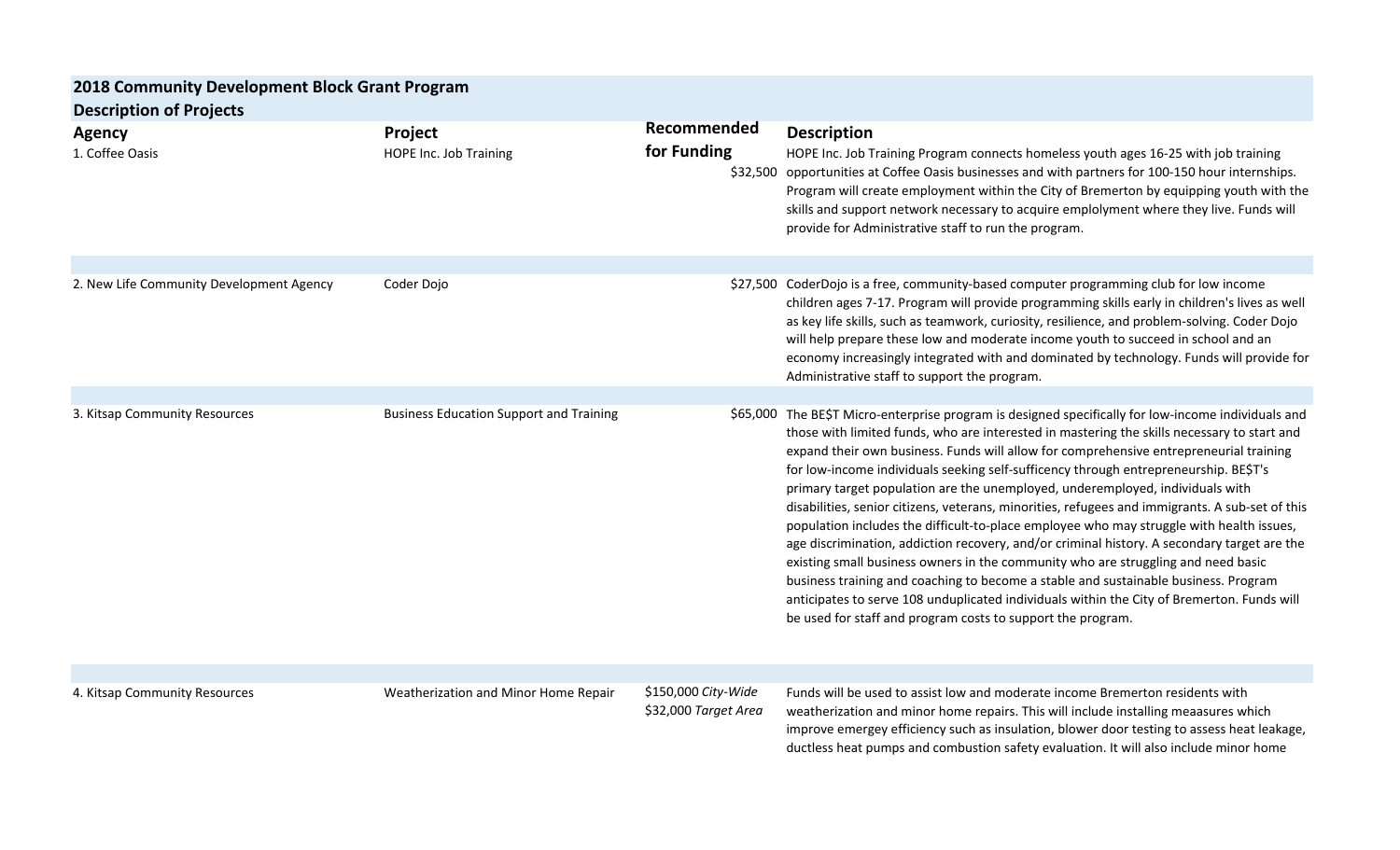## 2018 Community Development Block Grant Program

### Description of Projects

| Agency | Project | Recommended for Funding | Description |
| --- | --- | --- | --- |
| 1. Coffee Oasis | HOPE Inc. Job Training | $32,500 | HOPE Inc. Job Training Program connects homeless youth ages 16-25 with job training opportunities at Coffee Oasis businesses and with partners for 100-150 hour internships. Program will create employment within the City of Bremerton by equipping youth with the skills and support network necessary to acquire emlploymment where they live. Funds will provide for Administrative staff to run the program. |
| 2. New Life Community Development Agency | Coder Dojo | $27,500 | CoderDojo is a free, community-based computer programming club for low income children ages 7-17. Program will provide programming skills early in children's lives as well as key life skills, such as teamwork, curiosity, resilience, and problem-solving. Coder Dojo will help prepare these low and moderate income youth to succeed in school and an economy increasingly integrated with and dominated by technology. Funds will provide for Administrative staff to support the program. |
| 3. Kitsap Community Resources | Business Education Support and Training | $65,000 | The BE$T Micro-enterprise program is designed specifically for low-income individuals and those with limited funds, who are interested in mastering the skills necessary to start and expand their own business. Funds will allow for comprehensive entrepreneurial training for low-income individuals seeking self-sufficency through entrepreneurship. BE$T's primary target population are the unemployed, underemployed, individuals with disabilities, senior citizens, veterans, minorities, refugees and immigrants. A sub-set of this population includes the difficult-to-place employee who may struggle with health issues, age discrimination, addiction recovery, and/or criminal history. A secondary target are the existing small business owners in the community who are struggling and need basic business training and coaching to become a stable and sustainable business. Program anticipates to serve 108 unduplicated individuals within the City of Bremerton. Funds will be used for staff and program costs to support the program. |
| 4. Kitsap Community Resources | Weatherization and Minor Home Repair | $150,000 *City-Wide*<br>$32,000 *Target Area* | Funds will be used to assist low and moderate income Bremerton residents with weatherization and minor home repairs. This will include installing meaasures which improve emergey efficiency such as insulation, blower door testing to assess heat leakage, ductless heat pumps and combustion safety evaluation. It will also include minor home |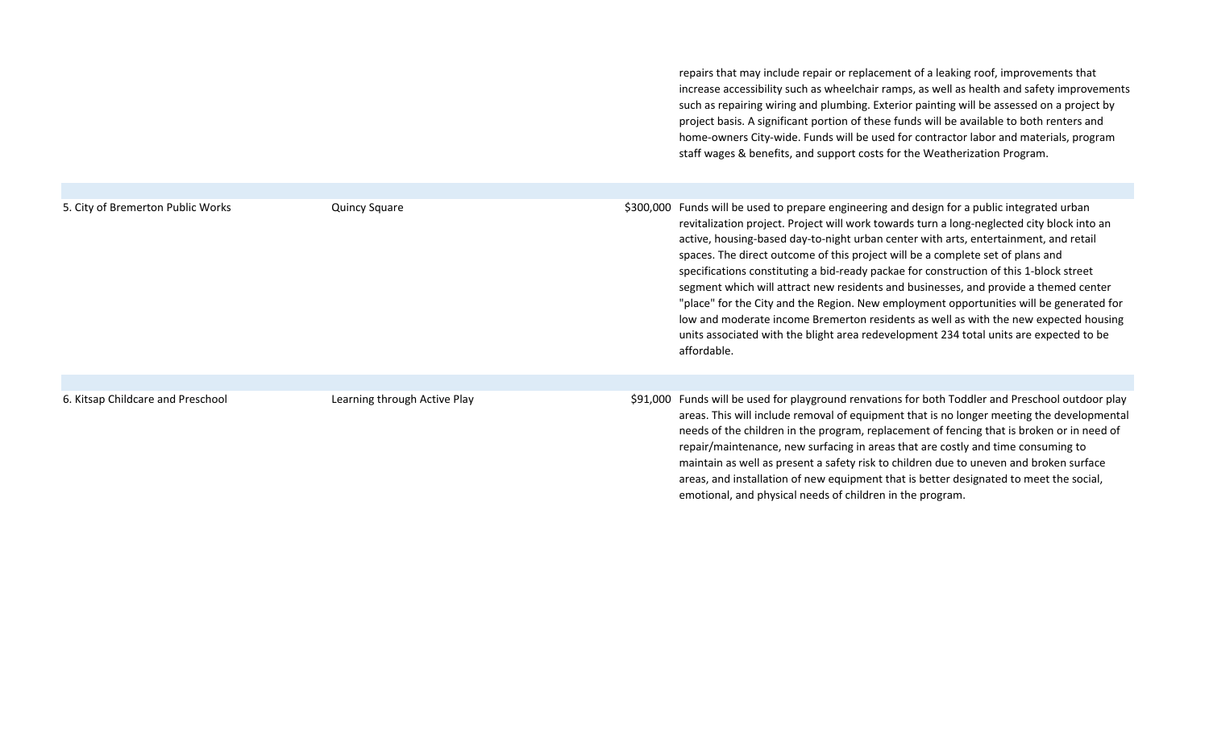| | | | |
|---|---|---|---|
| | | | repairs that may include repair or replacement of a leaking roof, improvements that increase accessibility such as wheelchair ramps, as well as health and safety improvements such as repairing wiring and plumbing. Exterior painting will be assessed on a project by project basis. A significant portion of these funds will be available to both renters and home-owners City-wide. Funds will be used for contractor labor and materials, program staff wages & benefits, and support costs for the Weatherization Program. |
| | | | |
| 5. City of Bremerton Public Works | Quincy Square | $300,000 | Funds will be used to prepare engineering and design for a public integrated urban revitalization project. Project will work towards turn a long-neglected city block into an active, housing-based day-to-night urban center with arts, entertainment, and retail spaces. The direct outcome of this project will be a complete set of plans and specifications constituting a bid-ready packae for construction of this 1-block street segment which will attract new residents and businesses, and provide a themed center "place" for the City and the Region. New employment opportunities will be generated for low and moderate income Bremerton residents as well as with the new expected housing units associated with the blight area redevelopment 234 total units are expected to be affordable. |
| | | | |
| 6. Kitsap Childcare and Preschool | Learning through Active Play | $91,000 | Funds will be used for playground renvations for both Toddler and Preschool outdoor play areas. This will include removal of equipment that is no longer meeting the developmental needs of the children in the program, replacement of fencing that is broken or in need of repair/maintenance, new surfacing in areas that are costly and time consuming to maintain as well as present a safety risk to children due to uneven and broken surface areas, and installation of new equipment that is better designated to meet the social, emotional, and physical needs of children in the program. |